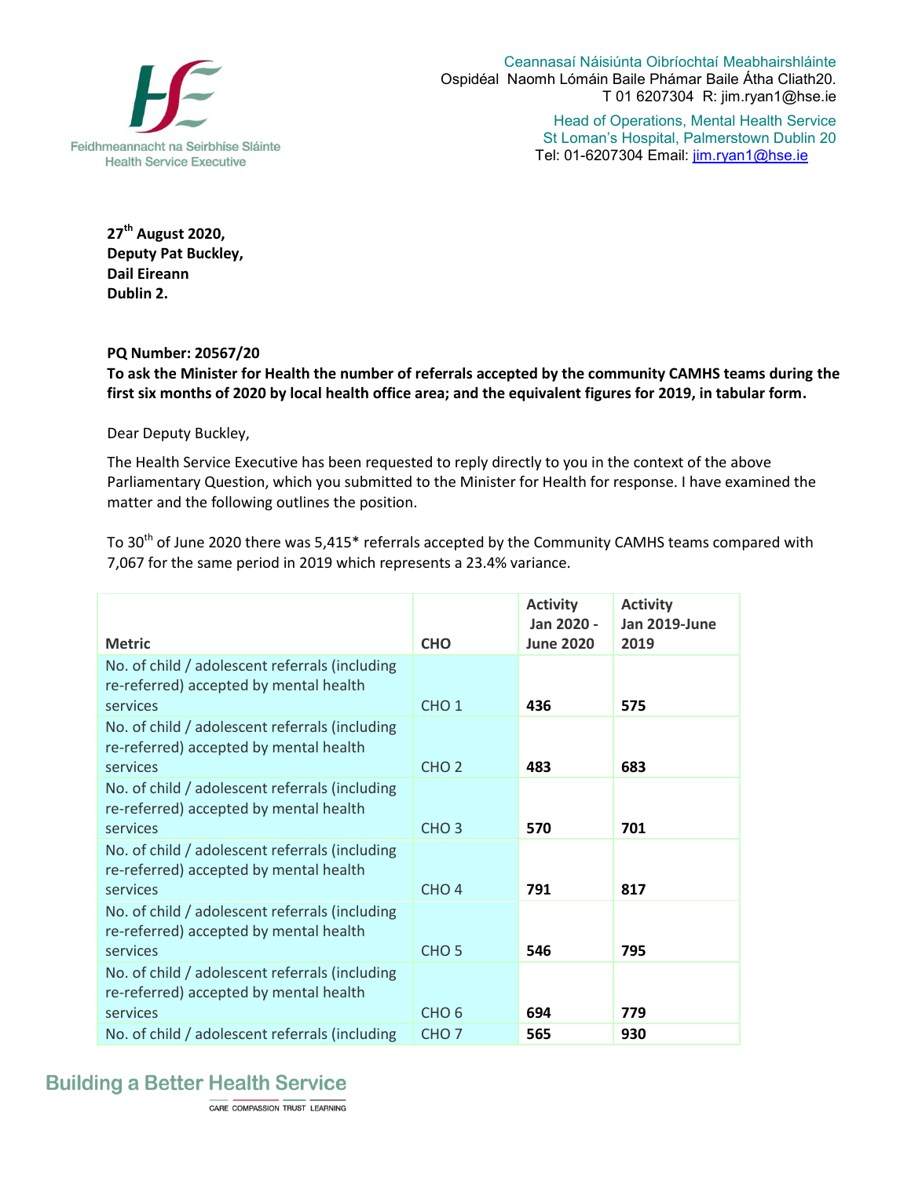Ceannasaí Náisiúnta Oibríochtaí Meabhairshláinte
Ospidéal Naomh Lómáin Baile Phámar Baile Átha Cliath20.
T 01 6207304 R: jim.ryan1@hse.ie

Head of Operations, Mental Health Service
St Loman's Hospital, Palmerstown Dublin 20
Tel: 01-6207304 Email: jim.ryan1@hse.ie

Feidhmeannacht na Seirbhíse Sláinte
Health Service Executive

**27th August 2020,**
**Deputy Pat Buckley,**
**Dail Eireann**
**Dublin 2.**

**PQ Number: 20567/20**
**To ask the Minister for Health the number of referrals accepted by the community CAMHS teams during the first six months of 2020 by local health office area; and the equivalent figures for 2019, in tabular form.**

Dear Deputy Buckley,

The Health Service Executive has been requested to reply directly to you in the context of the above Parliamentary Question, which you submitted to the Minister for Health for response. I have examined the matter and the following outlines the position.

To 30th of June 2020 there was 5,415* referrals accepted by the Community CAMHS teams compared with 7,067 for the same period in 2019 which represents a 23.4% variance.

| Metric | CHO | Activity Jan 2020 - June 2020 | Activity Jan 2019-June 2019 |
|---|---|---|---|
| No. of child / adolescent referrals (including re-referred) accepted by mental health services | CHO 1 | **436** | **575** |
| No. of child / adolescent referrals (including re-referred) accepted by mental health services | CHO 2 | **483** | **683** |
| No. of child / adolescent referrals (including re-referred) accepted by mental health services | CHO 3 | **570** | **701** |
| No. of child / adolescent referrals (including re-referred) accepted by mental health services | CHO 4 | **791** | **817** |
| No. of child / adolescent referrals (including re-referred) accepted by mental health services | CHO 5 | **546** | **795** |
| No. of child / adolescent referrals (including re-referred) accepted by mental health services | CHO 6 | **694** | **779** |
| No. of child / adolescent referrals (including | CHO 7 | **565** | **930** |

Building a Better Health Service
CARE COMPASSION TRUST LEARNING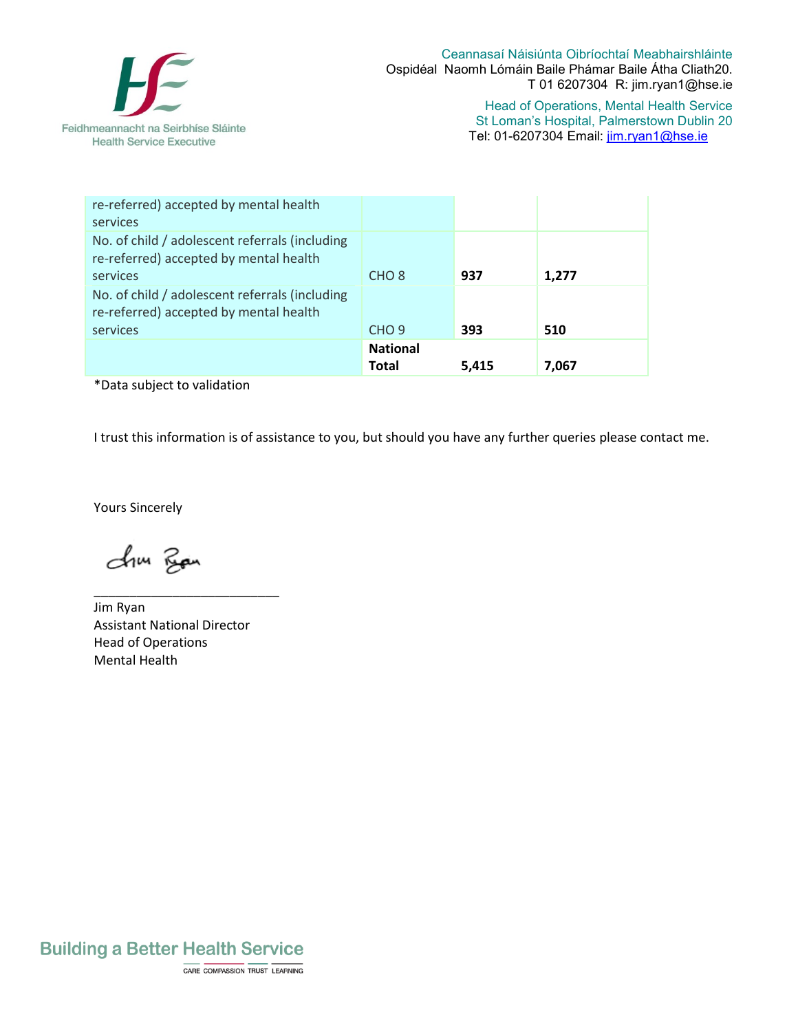Ceannasaí Náisiúnta Oibríochtaí Meabhairshláinte
Ospidéal Naomh Lómáin Baile Phámar Baile Átha Cliath20.
T 01 6207304 R: jim.ryan1@hse.ie

Head of Operations, Mental Health Service
St Loman's Hospital, Palmerstown Dublin 20
Tel: 01-6207304 Email: jim.ryan1@hse.ie

| | | | |
|---|---|---|---|
| re-referred) accepted by mental health services | | | |
| No. of child / adolescent referrals (including re-referred) accepted by mental health services | CHO 8 | **937** | **1,277** |
| No. of child / adolescent referrals (including re-referred) accepted by mental health services | CHO 9 | **393** | **510** |
| | **National Total** | **5,415** | **7,067** |

*Data subject to validation

I trust this information is of assistance to you, but should you have any further queries please contact me.

Yours Sincerely

Jim Ryan
Assistant National Director
Head of Operations
Mental Health

Building a Better Health Service
CARE COMPASSION TRUST LEARNING